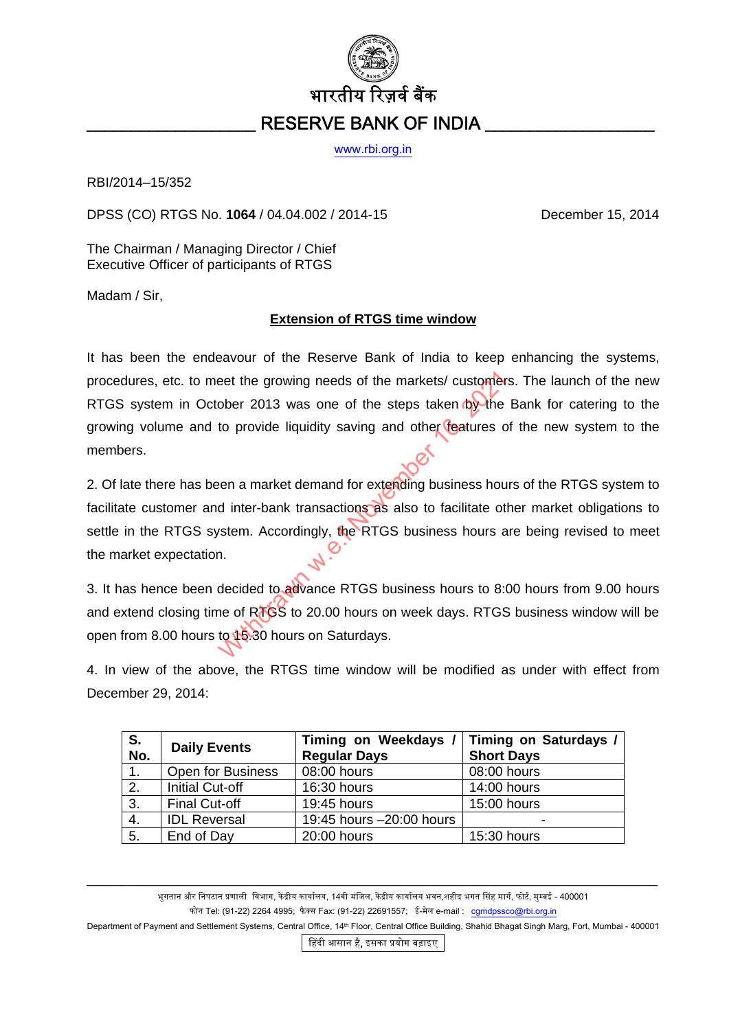भारतीय रिज़र्व बैंक

# RESERVE BANK OF INDIA

www.rbi.org.in

RBI/2014–15/352

DPSS (CO) RTGS No. **1064** / 04.04.002 / 2014-15 December 15, 2014

The Chairman / Managing Director / Chief Executive Officer of participants of RTGS

Madam / Sir,

**Extension of RTGS time window**

It has been the endeavour of the Reserve Bank of India to keep enhancing the systems, procedures, etc. to meet the growing needs of the markets/ customers. The launch of the new RTGS system in October 2013 was one of the steps taken by the Bank for catering to the growing volume and to provide liquidity saving and other features of the new system to the members.

2. Of late there has been a market demand for extending business hours of the RTGS system to facilitate customer and inter-bank transactions as also to facilitate other market obligations to settle in the RTGS system. Accordingly, the RTGS business hours are being revised to meet the market expectation.

3. It has hence been decided to advance RTGS business hours to 8:00 hours from 9.00 hours and extend closing time of RTGS to 20.00 hours on week days. RTGS business window will be open from 8.00 hours to 15.30 hours on Saturdays.

4. In view of the above, the RTGS time window will be modified as under with effect from December 29, 2014:

| S. No. | Daily Events | Timing on Weekdays / Regular Days | Timing on Saturdays / Short Days |
|---|---|---|---|
| 1. | Open for Business | 08:00 hours | 08:00 hours |
| 2. | Initial Cut-off | 16:30 hours | 14:00 hours |
| 3. | Final Cut-off | 19:45 hours | 15:00 hours |
| 4. | IDL Reversal | 19:45 hours –20:00 hours | - |
| 5. | End of Day | 20:00 hours | 15:30 hours |

Withdrawn w.e.f. November 16, 2022

भुगतान और निपटान प्रणाली विभाग, केंद्रीय कार्यालय, 14वी मंजिल, केंद्रीय कार्यालय भवन,शहीद भगत सिंह मार्ग, फोर्ट, मुम्बई - 400001
फोन Tel: (91-22) 2264 4995; फैक्स Fax: (91-22) 22691557; ई-मेल e-mail : cgmdpssco@rbi.org.in
Department of Payment and Settlement Systems, Central Office, 14th Floor, Central Office Building, Shahid Bhagat Singh Marg, Fort, Mumbai - 400001

हिंदी आसान है, इसका प्रयोग बढ़ाइए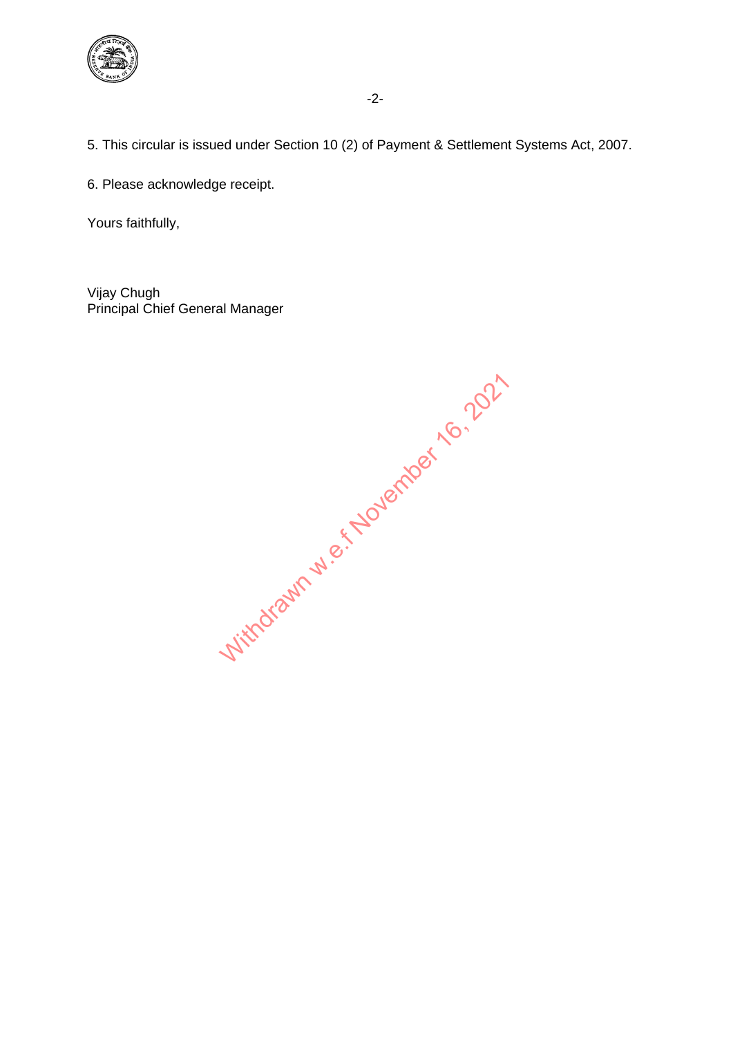5. This circular is issued under Section 10 (2) of Payment & Settlement Systems Act, 2007.

6. Please acknowledge receipt.

Yours faithfully,

Vijay Chugh
Principal Chief General Manager

Withdrawn w.e.f November 16, 2021